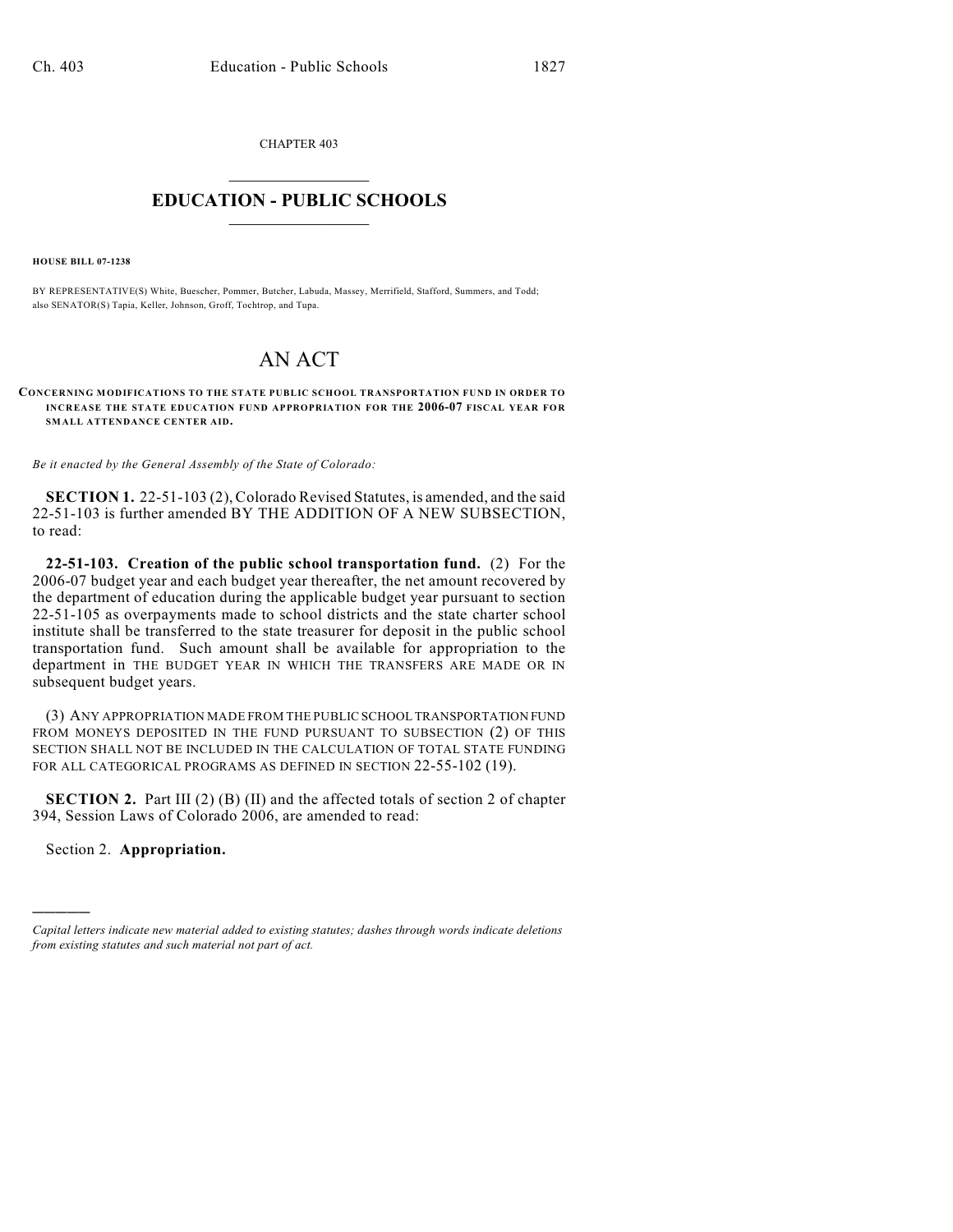CHAPTER 403

# EDUCATION - PUBLIC SCHOOLS

**HOUSE BILL 07-1238**

BY REPRESENTATIVE(S) White, Buescher, Pommer, Butcher, Labuda, Massey, Merrifield, Stafford, Summers, and Todd; also SENATOR(S) Tapia, Keller, Johnson, Groff, Tochtrop, and Tupa.

# AN ACT

**CONCERNING MODIFICATIONS TO THE STATE PUBLIC SCHOOL TRANSPORTATION FUND IN ORDER TO INCREASE THE STATE EDUCATION FUND APPROPRIATION FOR THE 2006-07 FISCAL YEAR FOR SMALL ATTENDANCE CENTER AID.**

*Be it enacted by the General Assembly of the State of Colorado:*

**SECTION 1.** 22-51-103 (2), Colorado Revised Statutes, is amended, and the said 22-51-103 is further amended BY THE ADDITION OF A NEW SUBSECTION, to read:

**22-51-103. Creation of the public school transportation fund.** (2) For the 2006-07 budget year and each budget year thereafter, the net amount recovered by the department of education during the applicable budget year pursuant to section 22-51-105 as overpayments made to school districts and the state charter school institute shall be transferred to the state treasurer for deposit in the public school transportation fund. Such amount shall be available for appropriation to the department in THE BUDGET YEAR IN WHICH THE TRANSFERS ARE MADE OR IN subsequent budget years.

(3) ANY APPROPRIATION MADE FROM THE PUBLIC SCHOOL TRANSPORTATION FUND FROM MONEYS DEPOSITED IN THE FUND PURSUANT TO SUBSECTION (2) OF THIS SECTION SHALL NOT BE INCLUDED IN THE CALCULATION OF TOTAL STATE FUNDING FOR ALL CATEGORICAL PROGRAMS AS DEFINED IN SECTION 22-55-102 (19).

**SECTION 2.** Part III (2) (B) (II) and the affected totals of section 2 of chapter 394, Session Laws of Colorado 2006, are amended to read:

Section 2. **Appropriation.**

---

*Capital letters indicate new material added to existing statutes; dashes through words indicate deletions from existing statutes and such material not part of act.*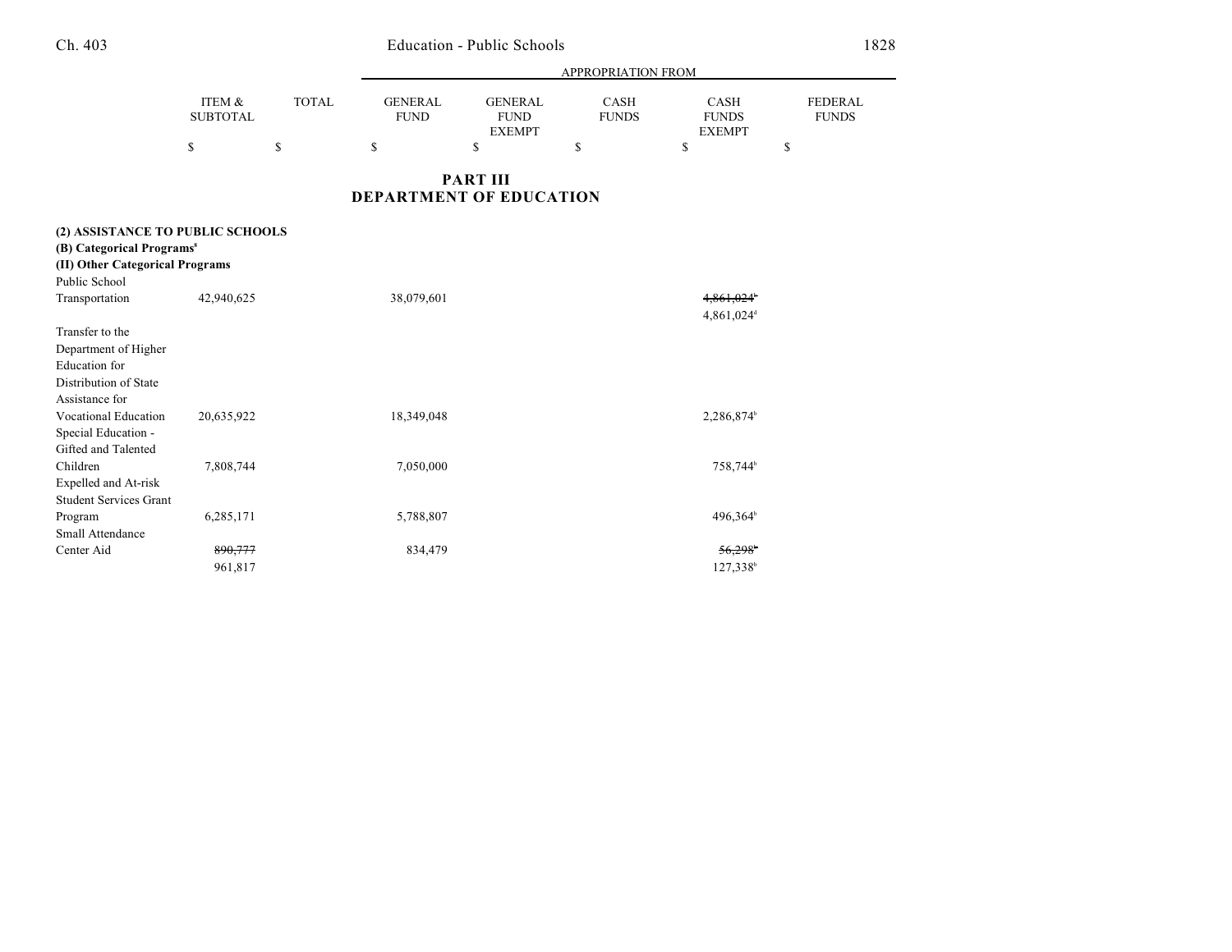| | ITEM & SUBTOTAL | TOTAL | GENERAL FUND | GENERAL FUND EXEMPT | CASH FUNDS | CASH FUNDS EXEMPT | FEDERAL FUNDS |
|---|---|---|---|---|---|---|---|
| | | | APPROPRIATION FROM | | | | |
| | $ | $ | $ | $ | $ | $ | $ |

## PART III
## DEPARTMENT OF EDUCATION

**(2) ASSISTANCE TO PUBLIC SCHOOLS**
**(B) Categorical Programs[8]**
**(II) Other Categorical Programs**

| | ITEM & SUBTOTAL | TOTAL | GENERAL FUND | GENERAL FUND EXEMPT | CASH FUNDS | CASH FUNDS EXEMPT | FEDERAL FUNDS |
|---|---|---|---|---|---|---|---|
| Public School Transportation | 42,940,625 | | 38,079,601 | | | ~~4,861,024[b]~~ 4,861,024[d] | |
| Transfer to the Department of Higher Education for Distribution of State Assistance for Vocational Education | 20,635,922 | | 18,349,048 | | | 2,286,874[b] | |
| Special Education - Gifted and Talented Children | 7,808,744 | | 7,050,000 | | | 758,744[b] | |
| Expelled and At-risk Student Services Grant Program | 6,285,171 | | 5,788,807 | | | 496,364[b] | |
| Small Attendance Center Aid | ~~890,777~~ 961,817 | | 834,479 | | | ~~56,298[b]~~ 127,338[b] | |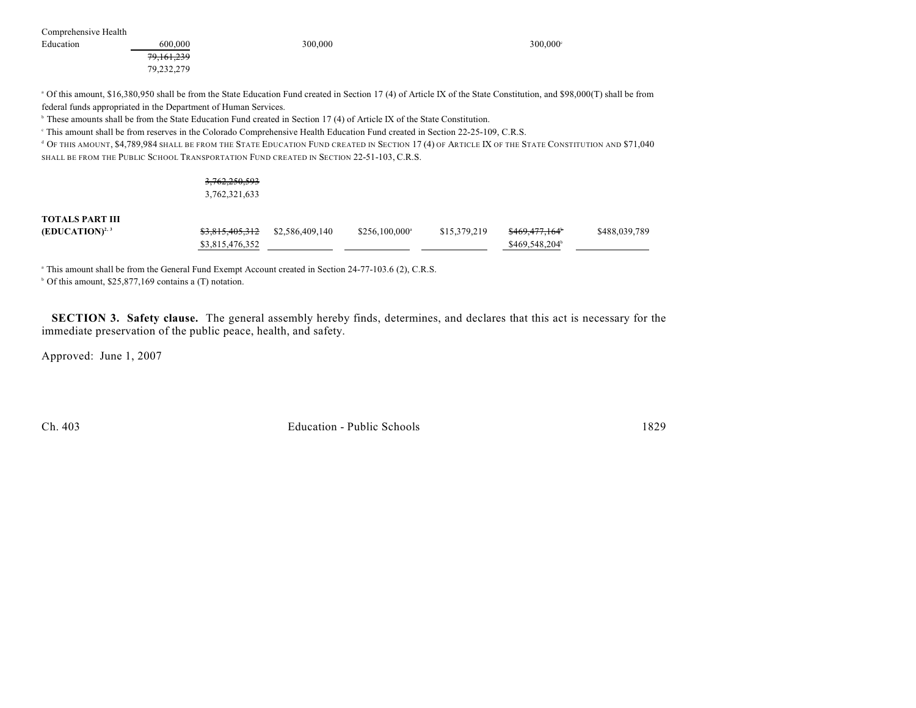| | | | | | | |
|---|---|---|---|---|---|---|
| Comprehensive Health Education | 600,000 | 300,000 | | | 300,000[c] | |
| | ~~79,161,239~~ 79,232,279 | | | | | |

[a] Of this amount, $16,380,950 shall be from the State Education Fund created in Section 17 (4) of Article IX of the State Constitution, and $98,000(T) shall be from federal funds appropriated in the Department of Human Services.
[b] These amounts shall be from the State Education Fund created in Section 17 (4) of Article IX of the State Constitution.
[c] This amount shall be from reserves in the Colorado Comprehensive Health Education Fund created in Section 22-25-109, C.R.S.
[d] OF THIS AMOUNT, $4,789,984 SHALL BE FROM THE STATE EDUCATION FUND CREATED IN SECTION 17 (4) OF ARTICLE IX OF THE STATE CONSTITUTION AND $71,040 SHALL BE FROM THE PUBLIC SCHOOL TRANSPORTATION FUND CREATED IN SECTION 22-51-103, C.R.S.

| | | | | | | |
|---|---|---|---|---|---|---|
| | ~~3,762,250,593~~ 3,762,321,633 | | | | | |
| **TOTALS PART III (EDUCATION)**[2, 3] | ~~$3,815,405,312~~ $3,815,476,352 | $2,586,409,140 | $256,100,000[a] | $15,379,219 | ~~$469,477,164~~[b] $469,548,204[b] | $488,039,789 |

[a] This amount shall be from the General Fund Exempt Account created in Section 24-77-103.6 (2), C.R.S.
[b] Of this amount, $25,877,169 contains a (T) notation.

**SECTION 3. Safety clause.** The general assembly hereby finds, determines, and declares that this act is necessary for the immediate preservation of the public peace, health, and safety.

Approved: June 1, 2007